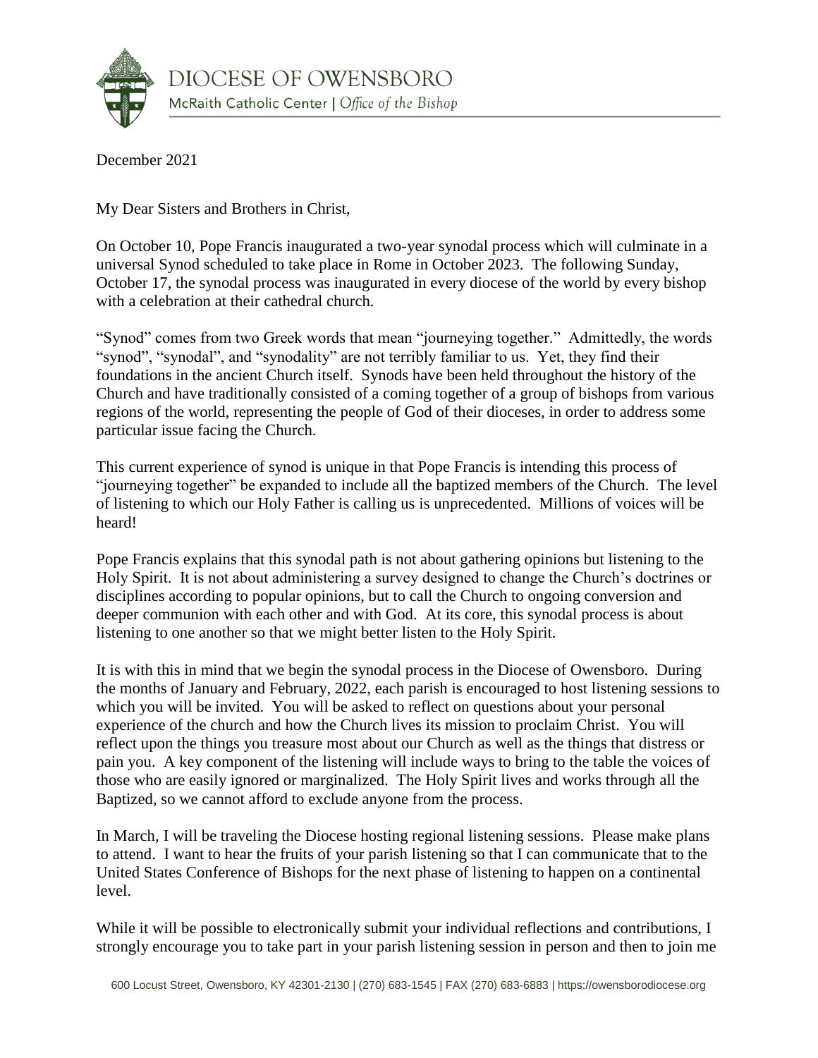DIOCESE OF OWENSBORO

McRaith Catholic Center | *Office of the Bishop*

December 2021

My Dear Sisters and Brothers in Christ,

On October 10, Pope Francis inaugurated a two-year synodal process which will culminate in a universal Synod scheduled to take place in Rome in October 2023. The following Sunday, October 17, the synodal process was inaugurated in every diocese of the world by every bishop with a celebration at their cathedral church.

"Synod" comes from two Greek words that mean "journeying together." Admittedly, the words "synod", "synodal", and "synodality" are not terribly familiar to us. Yet, they find their foundations in the ancient Church itself. Synods have been held throughout the history of the Church and have traditionally consisted of a coming together of a group of bishops from various regions of the world, representing the people of God of their dioceses, in order to address some particular issue facing the Church.

This current experience of synod is unique in that Pope Francis is intending this process of "journeying together" be expanded to include all the baptized members of the Church. The level of listening to which our Holy Father is calling us is unprecedented. Millions of voices will be heard!

Pope Francis explains that this synodal path is not about gathering opinions but listening to the Holy Spirit. It is not about administering a survey designed to change the Church's doctrines or disciplines according to popular opinions, but to call the Church to ongoing conversion and deeper communion with each other and with God. At its core, this synodal process is about listening to one another so that we might better listen to the Holy Spirit.

It is with this in mind that we begin the synodal process in the Diocese of Owensboro. During the months of January and February, 2022, each parish is encouraged to host listening sessions to which you will be invited. You will be asked to reflect on questions about your personal experience of the church and how the Church lives its mission to proclaim Christ. You will reflect upon the things you treasure most about our Church as well as the things that distress or pain you. A key component of the listening will include ways to bring to the table the voices of those who are easily ignored or marginalized. The Holy Spirit lives and works through all the Baptized, so we cannot afford to exclude anyone from the process.

In March, I will be traveling the Diocese hosting regional listening sessions. Please make plans to attend. I want to hear the fruits of your parish listening so that I can communicate that to the United States Conference of Bishops for the next phase of listening to happen on a continental level.

While it will be possible to electronically submit your individual reflections and contributions, I strongly encourage you to take part in your parish listening session in person and then to join me

600 Locust Street, Owensboro, KY 42301-2130 | (270) 683-1545 | FAX (270) 683-6883 | https://owensborodiocese.org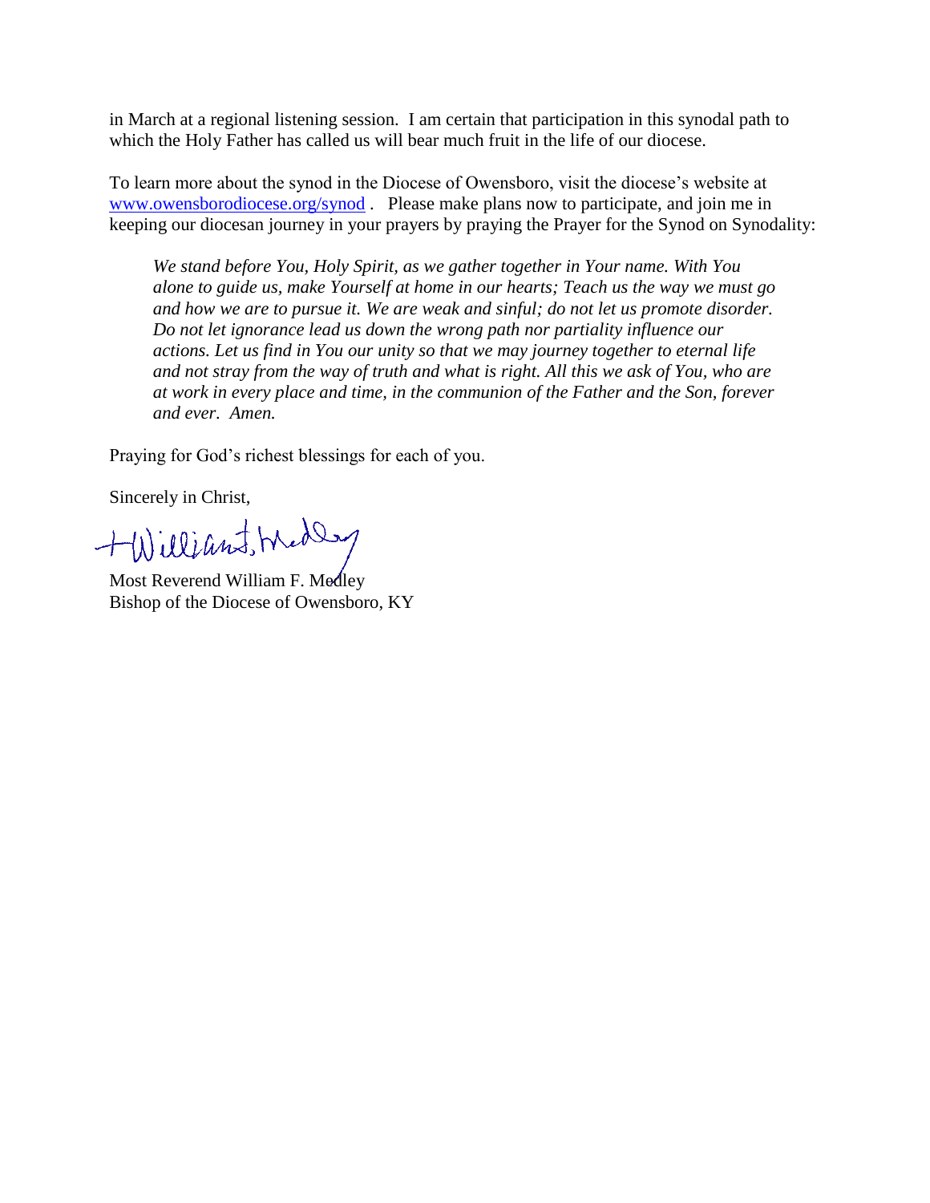in March at a regional listening session. I am certain that participation in this synodal path to which the Holy Father has called us will bear much fruit in the life of our diocese.

To learn more about the synod in the Diocese of Owensboro, visit the diocese's website at [www.owensborodiocese.org/synod](http://www.owensborodiocese.org/synod) . Please make plans now to participate, and join me in keeping our diocesan journey in your prayers by praying the Prayer for the Synod on Synodality:

> *We stand before You, Holy Spirit, as we gather together in Your name. With You alone to guide us, make Yourself at home in our hearts; Teach us the way we must go and how we are to pursue it. We are weak and sinful; do not let us promote disorder. Do not let ignorance lead us down the wrong path nor partiality influence our actions. Let us find in You our unity so that we may journey together to eternal life and not stray from the way of truth and what is right. All this we ask of You, who are at work in every place and time, in the communion of the Father and the Son, forever and ever. Amen.*

Praying for God's richest blessings for each of you.

Sincerely in Christ,

+William F. Medley

Most Reverend William F. Medley
Bishop of the Diocese of Owensboro, KY